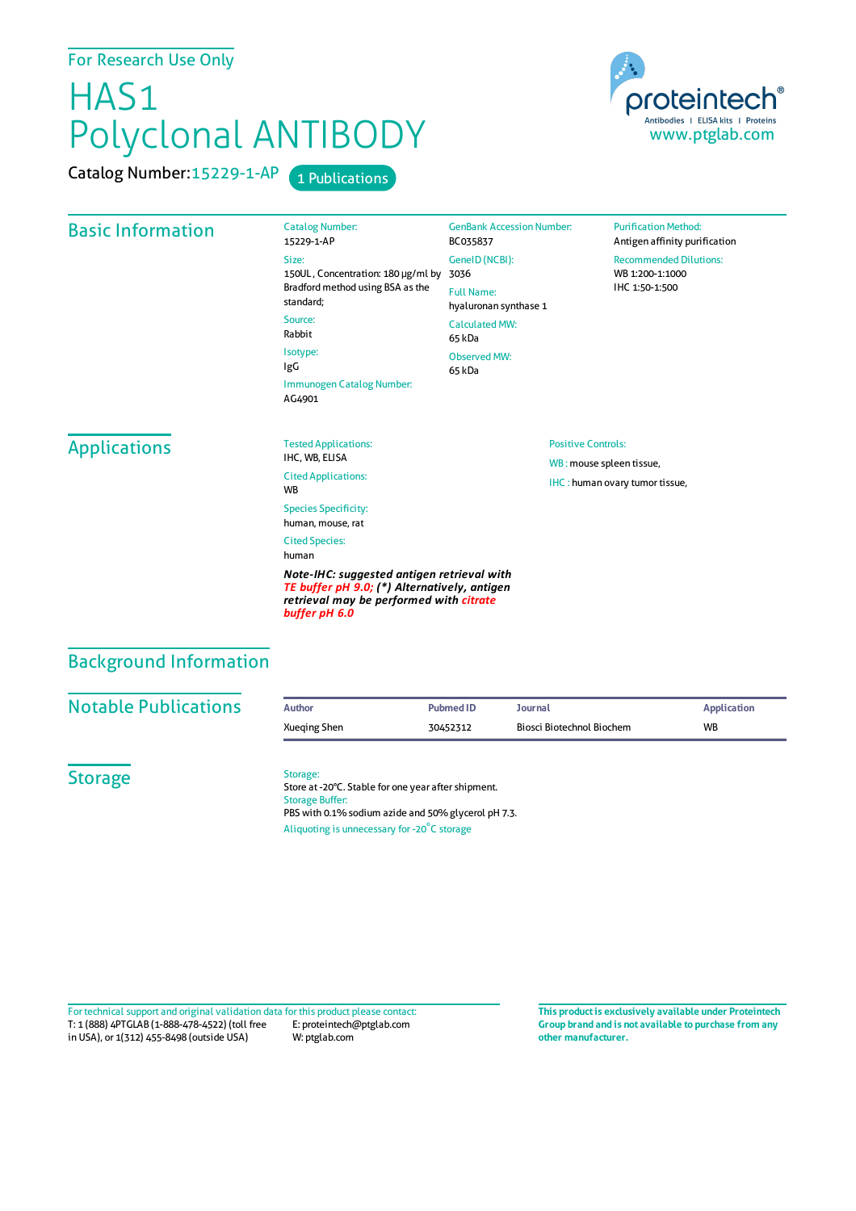For Research Use Only

# HAS1 Polyclonal ANTIBODY

Catalog Number: 15229-1-AP

1 Publications

proteintech®
Antibodies | ELISA kits | Proteins
www.ptglab.com

## Basic Information

Catalog Number:
15229-1-AP

Size:
150UL , Concentration: 180 μg/ml by Bradford method using BSA as the standard;

Source:
Rabbit

Isotype:
IgG

Immunogen Catalog Number:
AG4901

GenBank Accession Number:
BC035837

GeneID (NCBI):
3036

Full Name:
hyaluronan synthase 1

Calculated MW:
65 kDa

Observed MW:
65 kDa

Purification Method:
Antigen affinity purification

Recommended Dilutions:
WB 1:200-1:1000
IHC 1:50-1:500

## Applications

Tested Applications:
IHC, WB, ELISA

Cited Applications:
WB

Species Specificity:
human, mouse, rat

Cited Species:
human

***Note-IHC: suggested antigen retrieval with TE buffer pH 9.0; (\*) Alternatively, antigen retrieval may be performed with citrate buffer pH 6.0***

Positive Controls:

WB : mouse spleen tissue,

IHC : human ovary tumor tissue,

## Background Information

## Notable Publications

| Author | Pubmed ID | Journal | Application |
|---|---|---|---|
| Xueqing Shen | 30452312 | Biosci Biotechnol Biochem | WB |

## Storage

Storage:
Store at -20°C. Stable for one year after shipment.

Storage Buffer:
PBS with 0.1% sodium azide and 50% glycerol pH 7.3.

Aliquoting is unnecessary for -20°C storage

For technical support and original validation data for this product please contact:
T: 1 (888) 4PTGLAB (1-888-478-4522) (toll free in USA), or 1(312) 455-8498 (outside USA)
E: proteintech@ptglab.com
W: ptglab.com

**This product is exclusively available under Proteintech Group brand and is not available to purchase from any other manufacturer.**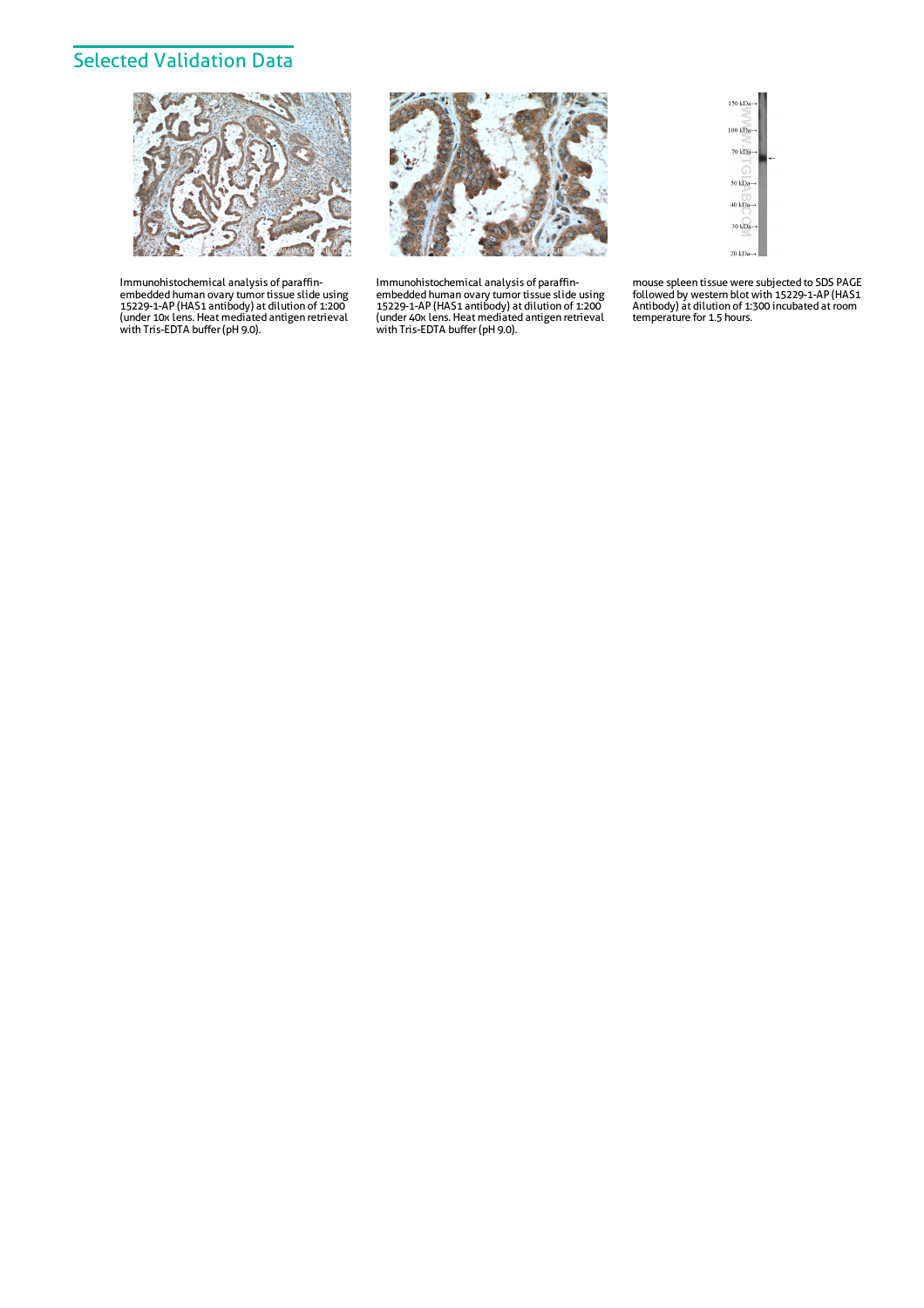## Selected Validation Data

Immunohistochemical analysis of paraffin-embedded human ovary tumor tissue slide using 15229-1-AP (HAS1 antibody) at dilution of 1:200 (under 10x lens. Heat mediated antigen retrieval with Tris-EDTA buffer (pH 9.0).

Immunohistochemical analysis of paraffin-embedded human ovary tumor tissue slide using 15229-1-AP (HAS1 antibody) at dilution of 1:200 (under 40x lens. Heat mediated antigen retrieval with Tris-EDTA buffer (pH 9.0).

150 kDa→
100 kDa→
70 kDa→
50 kDa→
40 kDa→
30 kDa→
20 kDa→

mouse spleen tissue were subjected to SDS PAGE followed by western blot with 15229-1-AP (HAS1 Antibody) at dilution of 1:300 incubated at room temperature for 1.5 hours.